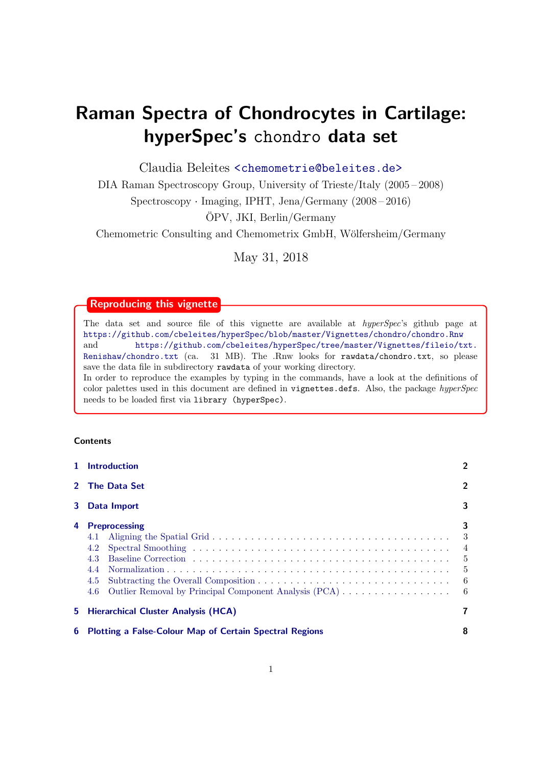# Raman Spectra of Chondrocytes in Cartilage: hyperSpec's `chondro` data set

Claudia Beleites <chemometrie@beleites.de>

DIA Raman Spectroscopy Group, University of Trieste/Italy (2005 – 2008)

Spectroscopy · Imaging, IPHT, Jena/Germany (2008 – 2016)

ÖPV, JKI, Berlin/Germany

Chemometric Consulting and Chemometrix GmbH, Wölfersheim/Germany

May 31, 2018

**Reproducing this vignette**

The data set and source file of this vignette are available at *hyperSpec*'s github page at https://github.com/cbeleites/hyperSpec/blob/master/Vignettes/chondro/chondro.Rnw and https://github.com/cbeleites/hyperSpec/tree/master/Vignettes/fileio/txt.Renishaw/chondro.txt (ca. 31 MB). The .Rnw looks for `rawdata/chondro.txt`, so please save the data file in subdirectory `rawdata` of your working directory.
In order to reproduce the examples by typing in the commands, have a look at the definitions of color palettes used in this document are defined in `vignettes.defs`. Also, the package *hyperSpec* needs to be loaded first via `library (hyperSpec)`.

**Contents**

| | | |
|---|---|---|
| **1** | **Introduction** | **2** |
| **2** | **The Data Set** | **2** |
| **3** | **Data Import** | **3** |
| **4** | **Preprocessing** | **3** |
| 4.1 | Aligning the Spatial Grid | 3 |
| 4.2 | Spectral Smoothing | 4 |
| 4.3 | Baseline Correction | 5 |
| 4.4 | Normalization | 5 |
| 4.5 | Subtracting the Overall Composition | 6 |
| 4.6 | Outlier Removal by Principal Component Analysis (PCA) | 6 |
| **5** | **Hierarchical Cluster Analysis (HCA)** | **7** |
| **6** | **Plotting a False-Colour Map of Certain Spectral Regions** | **8** |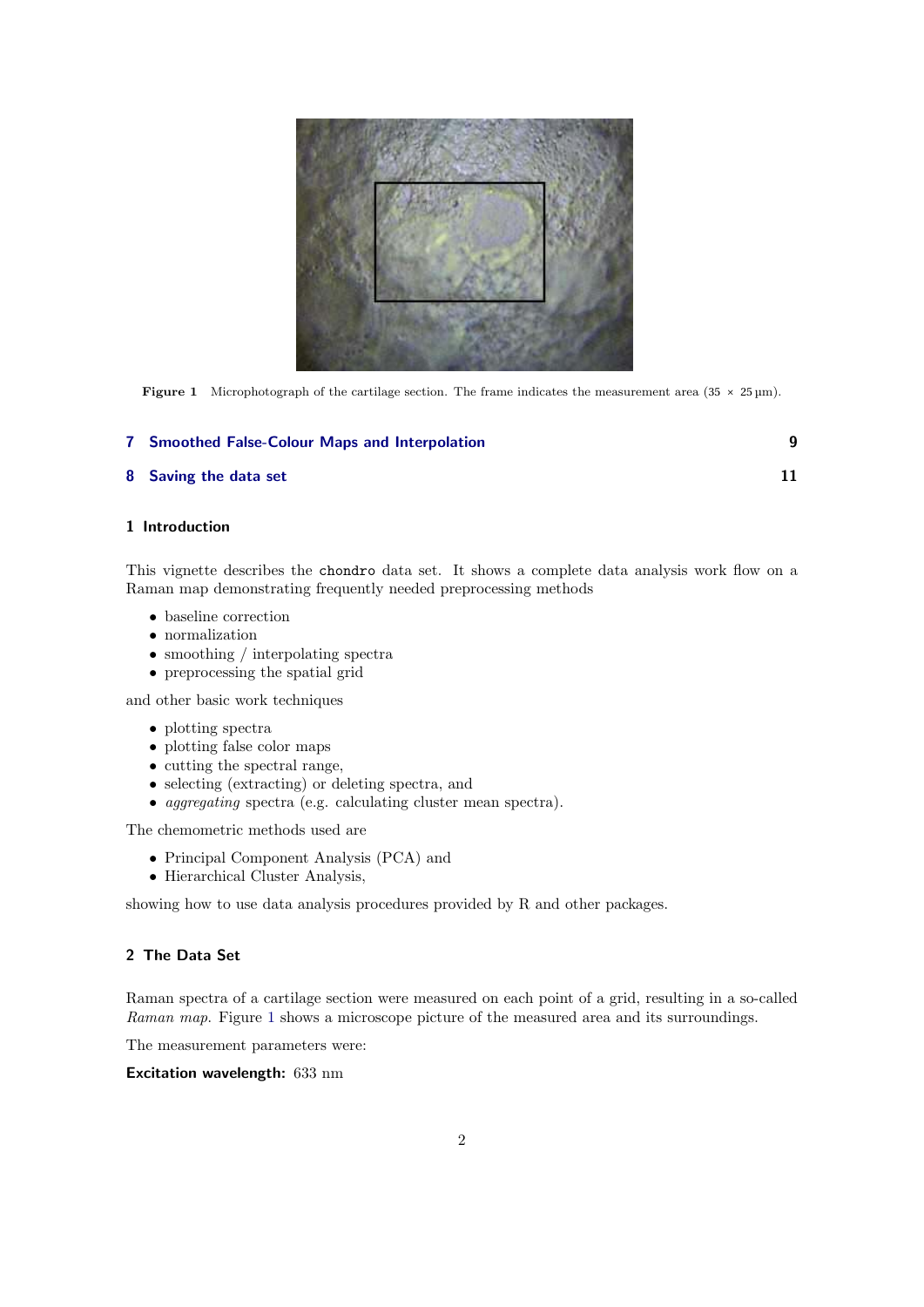Figure 1 Microphotograph of the cartilage section. The frame indicates the measurement area ($35 \times 25\,\mu$m).

**7 Smoothed False-Colour Maps and Interpolation** 9

**8 Saving the data set** 11

## 1 Introduction

This vignette describes the chondro data set. It shows a complete data analysis work flow on a Raman map demonstrating frequently needed preprocessing methods

- baseline correction
- normalization
- smoothing / interpolating spectra
- preprocessing the spatial grid

and other basic work techniques

- plotting spectra
- plotting false color maps
- cutting the spectral range,
- selecting (extracting) or deleting spectra, and
- *aggregating* spectra (e.g. calculating cluster mean spectra).

The chemometric methods used are

- Principal Component Analysis (PCA) and
- Hierarchical Cluster Analysis,

showing how to use data analysis procedures provided by R and other packages.

## 2 The Data Set

Raman spectra of a cartilage section were measured on each point of a grid, resulting in a so-called *Raman map*. Figure 1 shows a microscope picture of the measured area and its surroundings.

The measurement parameters were:

**Excitation wavelength:** 633 nm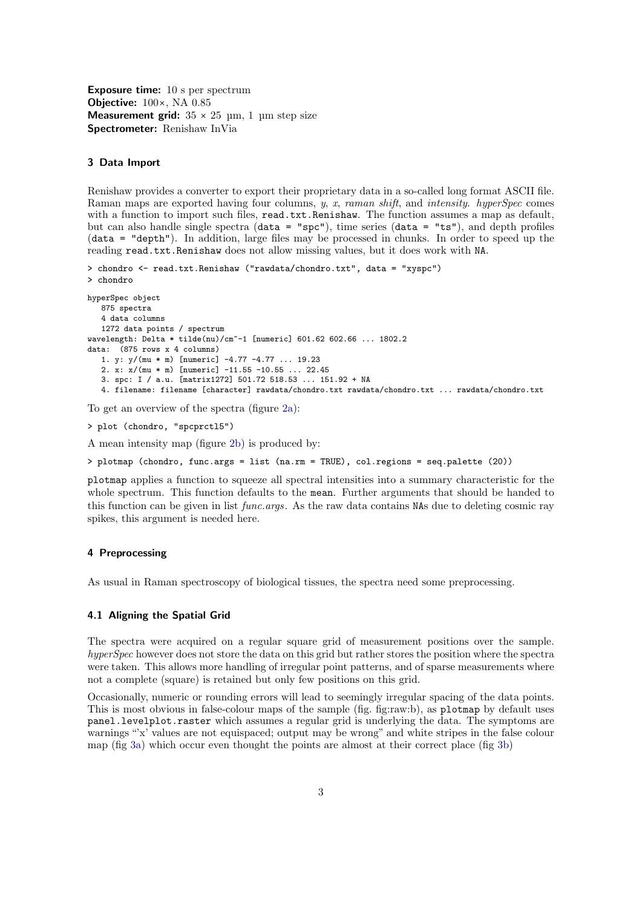**Exposure time:** 10 s per spectrum
**Objective:** 100×, NA 0.85
**Measurement grid:** 35 × 25 µm, 1 µm step size
**Spectrometer:** Renishaw InVia

## 3 Data Import

Renishaw provides a converter to export their proprietary data in a so-called long format ASCII file. Raman maps are exported having four columns, *y*, *x*, *raman shift*, and *intensity*. *hyperSpec* comes with a function to import such files, `read.txt.Renishaw`. The function assumes a map as default, but can also handle single spectra (`data = "spc"`), time series (`data = "ts"`), and depth profiles (`data = "depth"`). In addition, large files may be processed in chunks. In order to speed up the reading `read.txt.Renishaw` does not allow missing values, but it does work with `NA`.

```
> chondro <- read.txt.Renishaw ("rawdata/chondro.txt", data = "xyspc")
> chondro
```

```
hyperSpec object
   875 spectra
   4 data columns
   1272 data points / spectrum
wavelength: Delta * tilde(nu)/cm^-1 [numeric] 601.62 602.66 ... 1802.2
data:  (875 rows x 4 columns)
   1. y: y/(mu * m) [numeric] -4.77 -4.77 ... 19.23
   2. x: x/(mu * m) [numeric] -11.55 -10.55 ... 22.45
   3. spc: I / a.u. [matrix1272] 501.72 518.53 ... 151.92 + NA
   4. filename: filename [character] rawdata/chondro.txt rawdata/chondro.txt ... rawdata/chondro.txt
```

To get an overview of the spectra (figure 2a):

```
> plot (chondro, "spcprctl5")
```

A mean intensity map (figure 2b) is produced by:

```
> plotmap (chondro, func.args = list (na.rm = TRUE), col.regions = seq.palette (20))
```

`plotmap` applies a function to squeeze all spectral intensities into a summary characteristic for the whole spectrum. This function defaults to the `mean`. Further arguments that should be handed to this function can be given in list *func.args*. As the raw data contains `NA`s due to deleting cosmic ray spikes, this argument is needed here.

## 4 Preprocessing

As usual in Raman spectroscopy of biological tissues, the spectra need some preprocessing.

### 4.1 Aligning the Spatial Grid

The spectra were acquired on a regular square grid of measurement positions over the sample. *hyperSpec* however does not store the data on this grid but rather stores the position where the spectra were taken. This allows more handling of irregular point patterns, and of sparse measurements where not a complete (square) is retained but only few positions on this grid.

Occasionally, numeric or rounding errors will lead to seemingly irregular spacing of the data points. This is most obvious in false-colour maps of the sample (fig. fig:raw:b), as `plotmap` by default uses `panel.levelplot.raster` which assumes a regular grid is underlying the data. The symptoms are warnings "'x' values are not equispaced; output may be wrong" and white stripes in the false colour map (fig 3a) which occur even thought the points are almost at their correct place (fig 3b)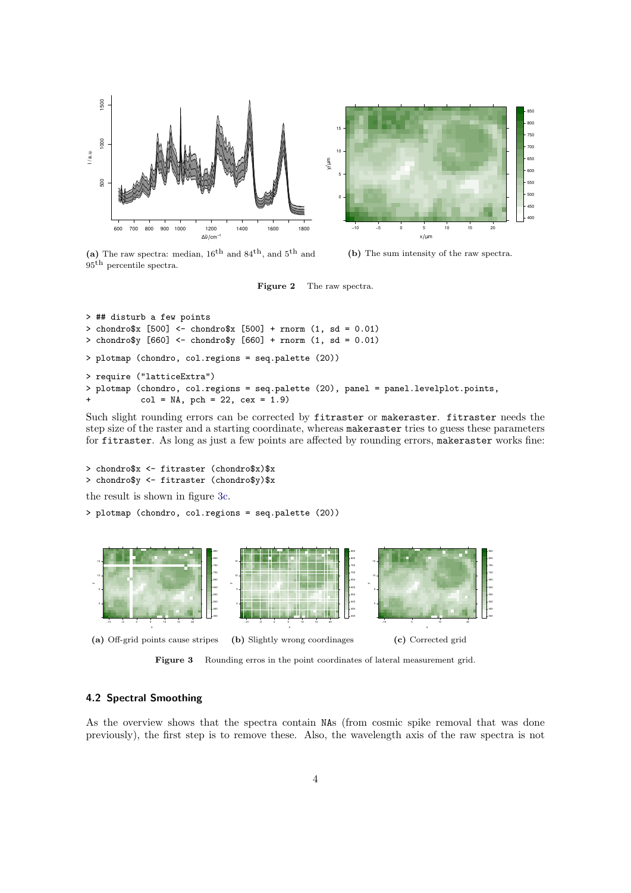(a) The raw spectra: median, $16^{\text{th}}$ and $84^{\text{th}}$, and $5^{\text{th}}$ and $95^{\text{th}}$ percentile spectra.

(b) The sum intensity of the raw spectra.

**Figure 2** The raw spectra.

```
> ## disturb a few points
> chondro$x [500] <- chondro$x [500] + rnorm (1, sd = 0.01)
> chondro$y [660] <- chondro$y [660] + rnorm (1, sd = 0.01)
> plotmap (chondro, col.regions = seq.palette (20))
> require ("latticeExtra")
> plotmap (chondro, col.regions = seq.palette (20), panel = panel.levelplot.points,
+          col = NA, pch = 22, cex = 1.9)
```

Such slight rounding errors can be corrected by `fitraster` or `makeraster`. `fitraster` needs the step size of the raster and a starting coordinate, whereas `makeraster` tries to guess these parameters for `fitraster`. As long as just a few points are affected by rounding errors, `makeraster` works fine:

```
> chondro$x <- fitraster (chondro$x)$x
> chondro$y <- fitraster (chondro$y)$x
```

the result is shown in figure 3c.

```
> plotmap (chondro, col.regions = seq.palette (20))
```

(a) Off-grid points cause stripes

(b) Slightly wrong coordinages

(c) Corrected grid

**Figure 3** Rounding erros in the point coordinates of lateral measurement grid.

### 4.2 Spectral Smoothing

As the overview shows that the spectra contain NAs (from cosmic spike removal that was done previously), the first step is to remove these. Also, the wavelength axis of the raw spectra is not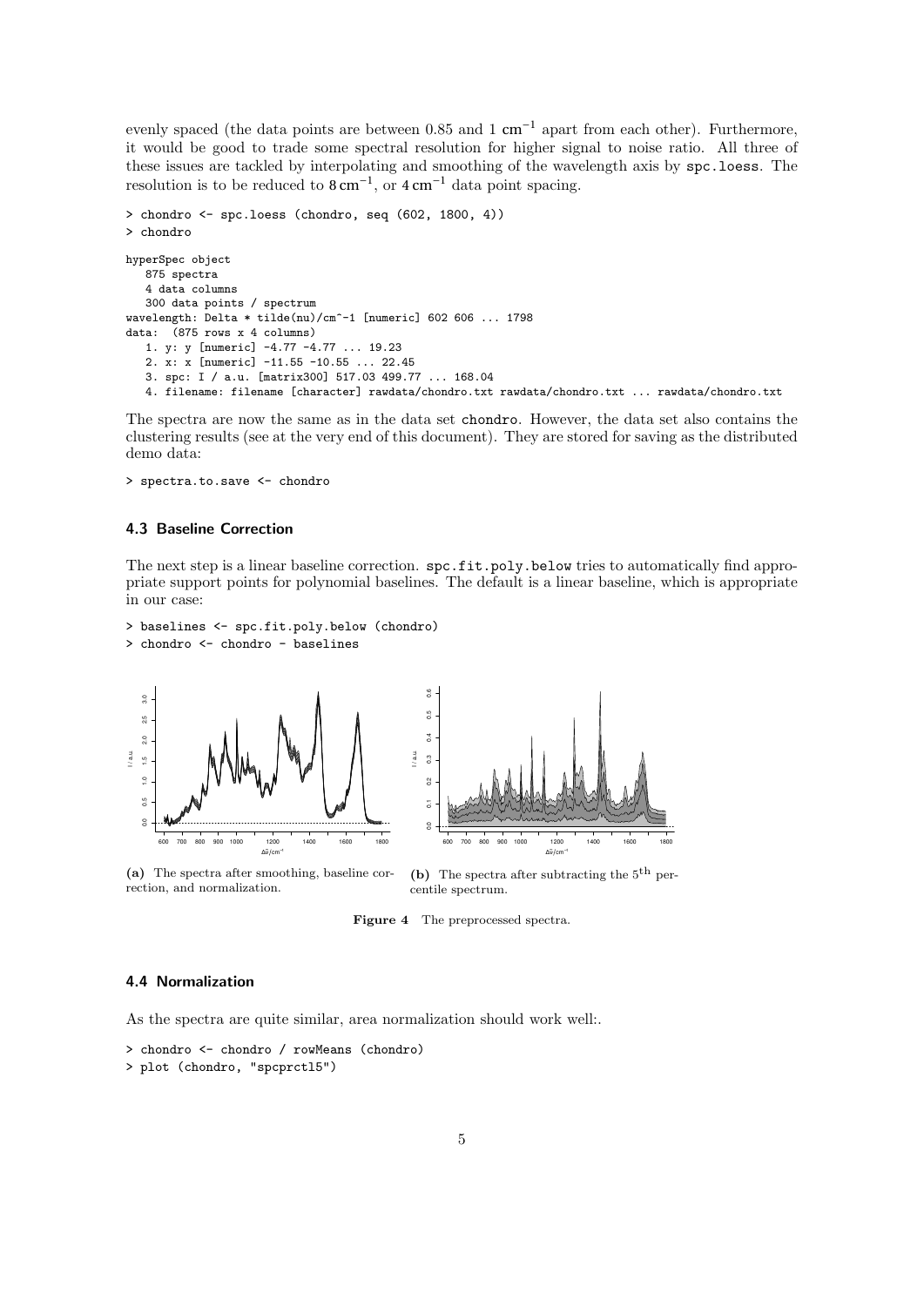evenly spaced (the data points are between 0.85 and 1 $cm^{-1}$ apart from each other). Furthermore, it would be good to trade some spectral resolution for higher signal to noise ratio. All three of these issues are tackled by interpolating and smoothing of the wavelength axis by spc.loess. The resolution is to be reduced to $8\,cm^{-1}$, or $4\,cm^{-1}$ data point spacing.

```
> chondro <- spc.loess (chondro, seq (602, 1800, 4))
> chondro

hyperSpec object
   875 spectra
   4 data columns
   300 data points / spectrum
wavelength: Delta * tilde(nu)/cm^-1 [numeric] 602 606 ... 1798
data:  (875 rows x 4 columns)
   1. y: y [numeric] -4.77 -4.77 ... 19.23
   2. x: x [numeric] -11.55 -10.55 ... 22.45
   3. spc: I / a.u. [matrix300] 517.03 499.77 ... 168.04
   4. filename: filename [character] rawdata/chondro.txt rawdata/chondro.txt ... rawdata/chondro.txt
```

The spectra are now the same as in the data set chondro. However, the data set also contains the clustering results (see at the very end of this document). They are stored for saving as the distributed demo data:

```
> spectra.to.save <- chondro
```

### 4.3 Baseline Correction

The next step is a linear baseline correction. spc.fit.poly.below tries to automatically find appropriate support points for polynomial baselines. The default is a linear baseline, which is appropriate in our case:

```
> baselines <- spc.fit.poly.below (chondro)
> chondro <- chondro - baselines
```

**(a)** The spectra after smoothing, baseline correction, and normalization.

**(b)** The spectra after subtracting the $5^{th}$ percentile spectrum.

**Figure 4** The preprocessed spectra.

### 4.4 Normalization

As the spectra are quite similar, area normalization should work well:.

```
> chondro <- chondro / rowMeans (chondro)
> plot (chondro, "spcprctl5")
```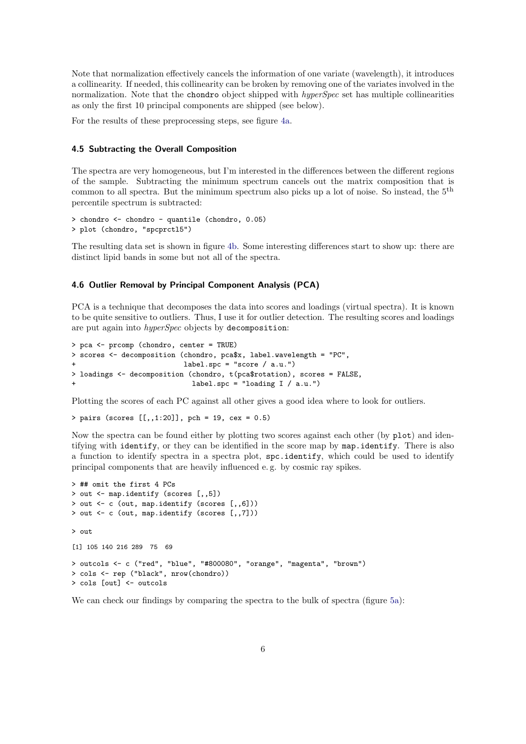Note that normalization effectively cancels the information of one variate (wavelength), it introduces a collinearity. If needed, this collinearity can be broken by removing one of the variates involved in the normalization. Note that the `chondro` object shipped with *hyperSpec* set has multiple collinearities as only the first 10 principal components are shipped (see below).

For the results of these preprocessing steps, see figure 4a.

### 4.5 Subtracting the Overall Composition

The spectra are very homogeneous, but I'm interested in the differences between the different regions of the sample. Subtracting the minimum spectrum cancels out the matrix composition that is common to all spectra. But the minimum spectrum also picks up a lot of noise. So instead, the $5^{\text{th}}$ percentile spectrum is subtracted:

```
> chondro <- chondro - quantile (chondro, 0.05)
> plot (chondro, "spcprctl5")
```

The resulting data set is shown in figure 4b. Some interesting differences start to show up: there are distinct lipid bands in some but not all of the spectra.

### 4.6 Outlier Removal by Principal Component Analysis (PCA)

PCA is a technique that decomposes the data into scores and loadings (virtual spectra). It is known to be quite sensitive to outliers. Thus, I use it for outlier detection. The resulting scores and loadings are put again into *hyperSpec* objects by `decomposition`:

```
> pca <- prcomp (chondro, center = TRUE)
> scores <- decomposition (chondro, pca$x, label.wavelength = "PC",
+                          label.spc = "score / a.u.")
> loadings <- decomposition (chondro, t(pca$rotation), scores = FALSE,
+                            label.spc = "loading I / a.u.")
```

Plotting the scores of each PC against all other gives a good idea where to look for outliers.

```
> pairs (scores [[,,1:20]], pch = 19, cex = 0.5)
```

Now the spectra can be found either by plotting two scores against each other (by `plot`) and identifying with `identify`, or they can be identified in the score map by `map.identify`. There is also a function to identify spectra in a spectra plot, `spc.identify`, which could be used to identify principal components that are heavily influenced e. g. by cosmic ray spikes.

```
> ## omit the first 4 PCs
> out <- map.identify (scores [,,5])
> out <- c (out, map.identify (scores [,,6]))
> out <- c (out, map.identify (scores [,,7]))

> out

[1] 105 140 216 289  75  69

> outcols <- c ("red", "blue", "#800080", "orange", "magenta", "brown")
> cols <- rep ("black", nrow(chondro))
> cols [out] <- outcols
```

We can check our findings by comparing the spectra to the bulk of spectra (figure 5a):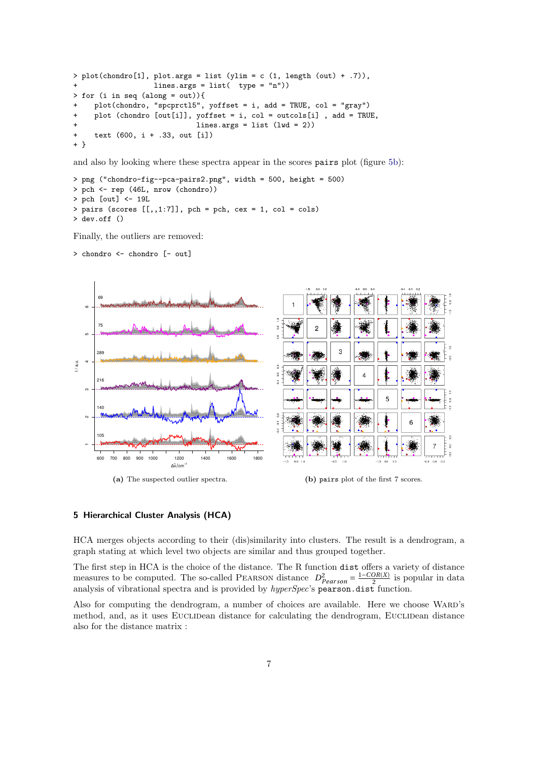```
> plot(chondro[1], plot.args = list (ylim = c (1, length (out) + .7)),
+                  lines.args = list(  type = "n"))
> for (i in seq (along = out)){
+     plot(chondro, "spcprctl5", yoffset = i, add = TRUE, col = "gray")
+     plot (chondro [out[i]], yoffset = i, col = outcols[i] , add = TRUE,
+                        lines.args = list (lwd = 2))
+     text (600, i + .33, out [i])
+ }
```

and also by looking where these spectra appear in the scores `pairs` plot (figure 5b):

```
> png ("chondro-fig--pca-pairs2.png", width = 500, height = 500)
> pch <- rep (46L, nrow (chondro))
> pch [out] <- 19L
> pairs (scores [[,,1:7]], pch = pch, cex = 1, col = cols)
> dev.off ()
```

Finally, the outliers are removed:

```
> chondro <- chondro [- out]
```

**(a)** The suspected outlier spectra.

**(b)** `pairs` plot of the first 7 scores.

## 5 Hierarchical Cluster Analysis (HCA)

HCA merges objects according to their (dis)similarity into clusters. The result is a dendrogram, a graph stating at which level two objects are similar and thus grouped together.

The first step in HCA is the choice of the distance. The R function `dist` offers a variety of distance measures to be computed. The so-called Pearson distance $D^2_{Pearson} = \frac{1-COR(X)}{2}$ is popular in data analysis of vibrational spectra and is provided by *hyperSpec*'s `pearson.dist` function.

Also for computing the dendrogram, a number of choices are available. Here we choose Ward's method, and, as it uses Euclidean distance for calculating the dendrogram, Euclidean distance also for the distance matrix :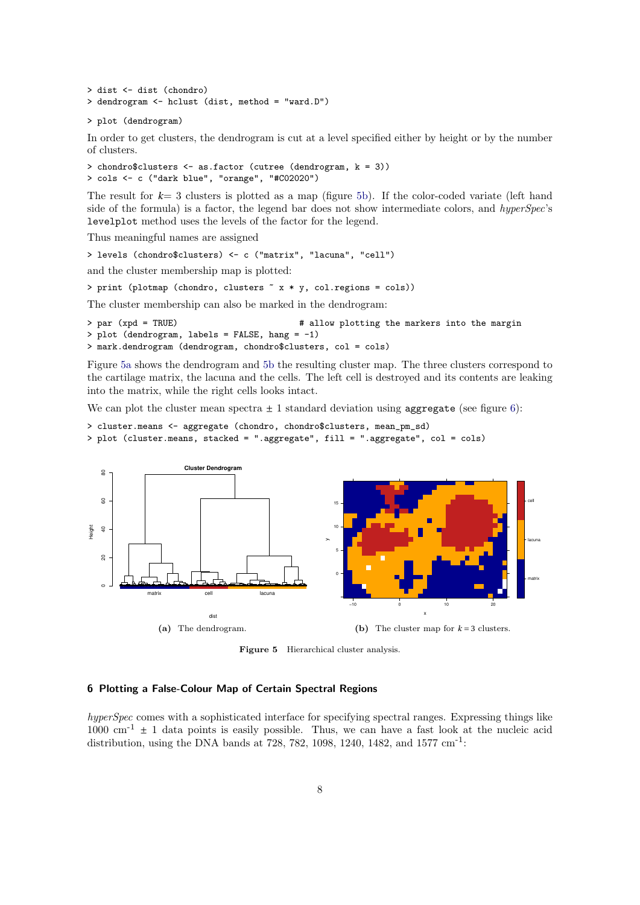```
> dist <- dist (chondro)
> dendrogram <- hclust (dist, method = "ward.D")
```

```
> plot (dendrogram)
```

In order to get clusters, the dendrogram is cut at a level specified either by height or by the number of clusters.

```
> chondro$clusters <- as.factor (cutree (dendrogram, k = 3))
> cols <- c ("dark blue", "orange", "#C02020")
```

The result for $k$= 3 clusters is plotted as a map (figure 5b). If the color-coded variate (left hand side of the formula) is a factor, the legend bar does not show intermediate colors, and *hyperSpec*'s `levelplot` method uses the levels of the factor for the legend.

Thus meaningful names are assigned

```
> levels (chondro$clusters) <- c ("matrix", "lacuna", "cell")
```

and the cluster membership map is plotted:

```
> print (plotmap (chondro, clusters ~ x * y, col.regions = cols))
```

The cluster membership can also be marked in the dendrogram:

```
> par (xpd = TRUE)                        # allow plotting the markers into the margin
> plot (dendrogram, labels = FALSE, hang = -1)
> mark.dendrogram (dendrogram, chondro$clusters, col = cols)
```

Figure 5a shows the dendrogram and 5b the resulting cluster map. The three clusters correspond to the cartilage matrix, the lacuna and the cells. The left cell is destroyed and its contents are leaking into the matrix, while the right cells looks intact.

We can plot the cluster mean spectra ± 1 standard deviation using `aggregate` (see figure 6):

```
> cluster.means <- aggregate (chondro, chondro$clusters, mean_pm_sd)
> plot (cluster.means, stacked = ".aggregate", fill = ".aggregate", col = cols)
```

**(a)** The dendrogram.

**(b)** The cluster map for $k = 3$ clusters.

**Figure 5** Hierarchical cluster analysis.

## 6 Plotting a False-Colour Map of Certain Spectral Regions

*hyperSpec* comes with a sophisticated interface for specifying spectral ranges. Expressing things like 1000 cm$^{-1}$ ± 1 data points is easily possible. Thus, we can have a fast look at the nucleic acid distribution, using the DNA bands at 728, 782, 1098, 1240, 1482, and 1577 cm$^{-1}$: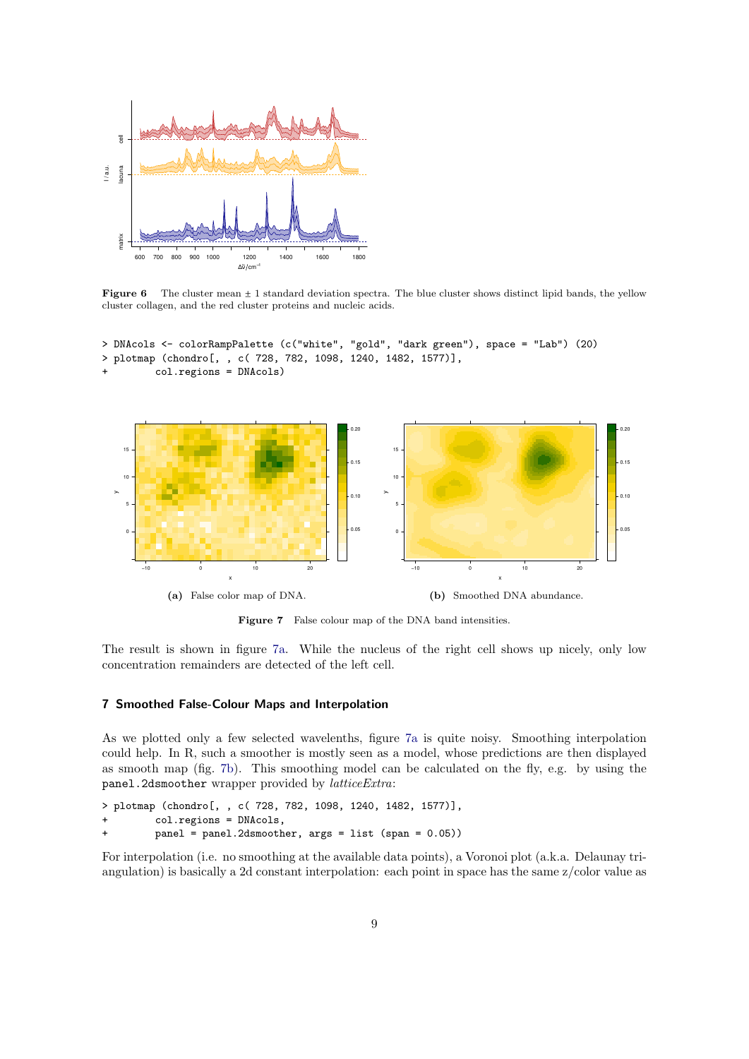**Figure 6** The cluster mean ± 1 standard deviation spectra. The blue cluster shows distinct lipid bands, the yellow cluster collagen, and the red cluster proteins and nucleic acids.

```
> DNAcols <- colorRampPalette (c("white", "gold", "dark green"), space = "Lab") (20)
> plotmap (chondro[, , c( 728, 782, 1098, 1240, 1482, 1577)],
+         col.regions = DNAcols)
```

**(a)** False color map of DNA.

**(b)** Smoothed DNA abundance.

**Figure 7** False colour map of the DNA band intensities.

The result is shown in figure 7a. While the nucleus of the right cell shows up nicely, only low concentration remainders are detected of the left cell.

## 7 Smoothed False-Colour Maps and Interpolation

As we plotted only a few selected wavelenths, figure 7a is quite noisy. Smoothing interpolation could help. In R, such a smoother is mostly seen as a model, whose predictions are then displayed as smooth map (fig. 7b). This smoothing model can be calculated on the fly, e.g. by using the `panel.2dsmoother` wrapper provided by *latticeExtra*:

```
> plotmap (chondro[, , c( 728, 782, 1098, 1240, 1482, 1577)],
+         col.regions = DNAcols,
+         panel = panel.2dsmoother, args = list (span = 0.05))
```

For interpolation (i.e. no smoothing at the available data points), a Voronoi plot (a.k.a. Delaunay triangulation) is basically a 2d constant interpolation: each point in space has the same z/color value as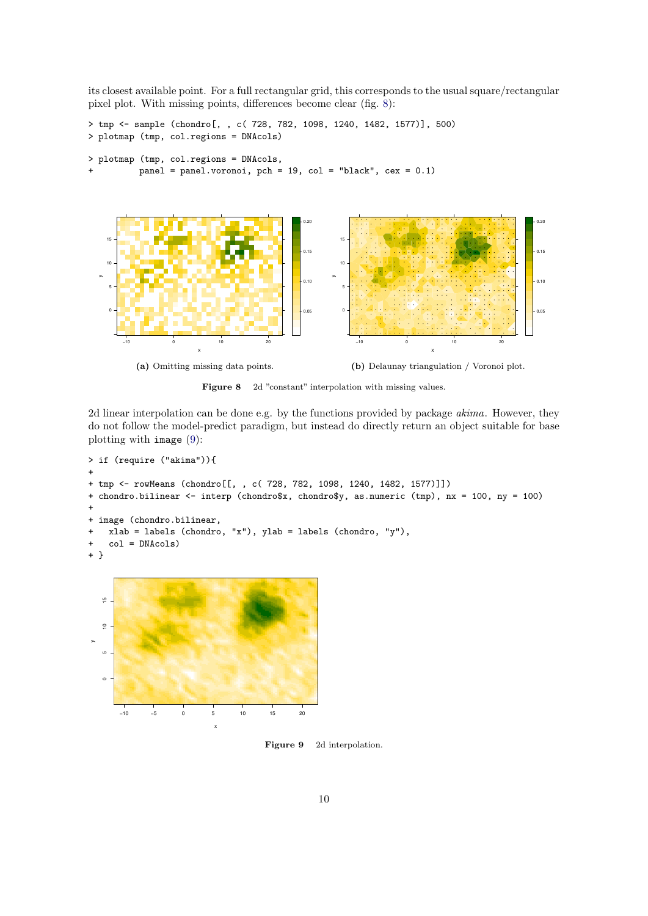its closest available point. For a full rectangular grid, this corresponds to the usual square/rectangular pixel plot. With missing points, differences become clear (fig. 8):

```
> tmp <- sample (chondro[, , c( 728, 782, 1098, 1240, 1482, 1577)], 500)
> plotmap (tmp, col.regions = DNAcols)
```

```
> plotmap (tmp, col.regions = DNAcols,
+          panel = panel.voronoi, pch = 19, col = "black", cex = 0.1)
```

**(a)** Omitting missing data points.

**(b)** Delaunay triangulation / Voronoi plot.

**Figure 8** 2d "constant" interpolation with missing values.

2d linear interpolation can be done e.g. by the functions provided by package *akima*. However, they do not follow the model-predict paradigm, but instead do directly return an object suitable for base plotting with `image` (9):

```
> if (require ("akima")){
+
+ tmp <- rowMeans (chondro[[, , c( 728, 782, 1098, 1240, 1482, 1577)]])
+ chondro.bilinear <- interp (chondro$x, chondro$y, as.numeric (tmp), nx = 100, ny = 100)
+
+ image (chondro.bilinear,
+   xlab = labels (chondro, "x"), ylab = labels (chondro, "y"),
+   col = DNAcols)
+ }
```

**Figure 9** 2d interpolation.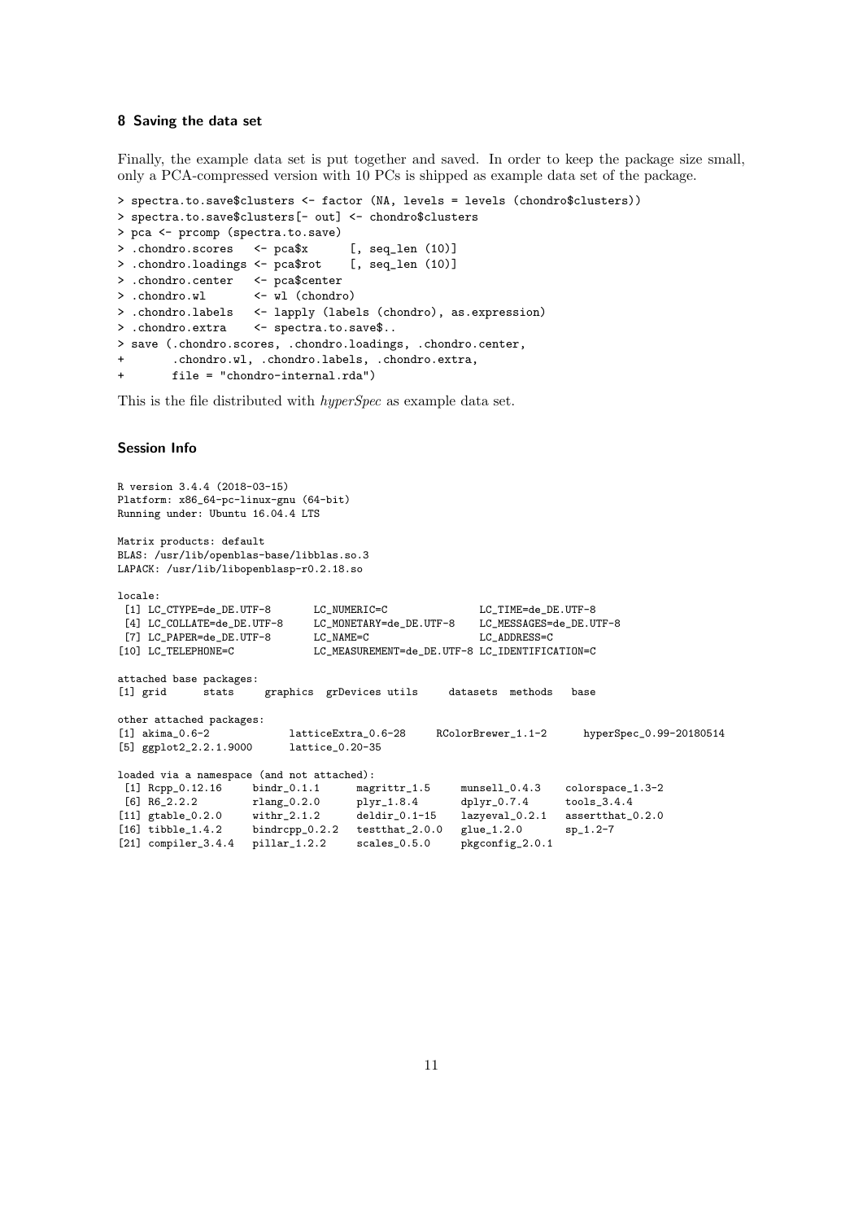## 8 Saving the data set

Finally, the example data set is put together and saved. In order to keep the package size small, only a PCA-compressed version with 10 PCs is shipped as example data set of the package.

```
> spectra.to.save$clusters <- factor (NA, levels = levels (chondro$clusters))
> spectra.to.save$clusters[- out] <- chondro$clusters
> pca <- prcomp (spectra.to.save)
> .chondro.scores   <- pca$x      [, seq_len (10)]
> .chondro.loadings <- pca$rot    [, seq_len (10)]
> .chondro.center   <- pca$center
> .chondro.wl       <- wl (chondro)
> .chondro.labels   <- lapply (labels (chondro), as.expression)
> .chondro.extra    <- spectra.to.save$..
> save (.chondro.scores, .chondro.loadings, .chondro.center,
+       .chondro.wl, .chondro.labels, .chondro.extra,
+       file = "chondro-internal.rda")
```

This is the file distributed with *hyperSpec* as example data set.

### Session Info

```
R version 3.4.4 (2018-03-15)
Platform: x86_64-pc-linux-gnu (64-bit)
Running under: Ubuntu 16.04.4 LTS

Matrix products: default
BLAS: /usr/lib/openblas-base/libblas.so.3
LAPACK: /usr/lib/libopenblasp-r0.2.18.so

locale:
 [1] LC_CTYPE=de_DE.UTF-8       LC_NUMERIC=C               LC_TIME=de_DE.UTF-8
 [4] LC_COLLATE=de_DE.UTF-8     LC_MONETARY=de_DE.UTF-8    LC_MESSAGES=de_DE.UTF-8
 [7] LC_PAPER=de_DE.UTF-8       LC_NAME=C                  LC_ADDRESS=C
[10] LC_TELEPHONE=C             LC_MEASUREMENT=de_DE.UTF-8 LC_IDENTIFICATION=C

attached base packages:
[1] grid      stats     graphics  grDevices utils     datasets  methods   base

other attached packages:
[1] akima_0.6-2            latticeExtra_0.6-28     RColorBrewer_1.1-2      hyperSpec_0.99-20180514
[5] ggplot2_2.2.1.9000      lattice_0.20-35

loaded via a namespace (and not attached):
 [1] Rcpp_0.12.16     bindr_0.1.1      magrittr_1.5     munsell_0.4.3    colorspace_1.3-2
 [6] R6_2.2.2         rlang_0.2.0      plyr_1.8.4       dplyr_0.7.4      tools_3.4.4
[11] gtable_0.2.0     withr_2.1.2      deldir_0.1-15    lazyeval_0.2.1   assertthat_0.2.0
[16] tibble_1.4.2     bindrcpp_0.2.2   testthat_2.0.0   glue_1.2.0       sp_1.2-7
[21] compiler_3.4.4   pillar_1.2.2     scales_0.5.0     pkgconfig_2.0.1
```